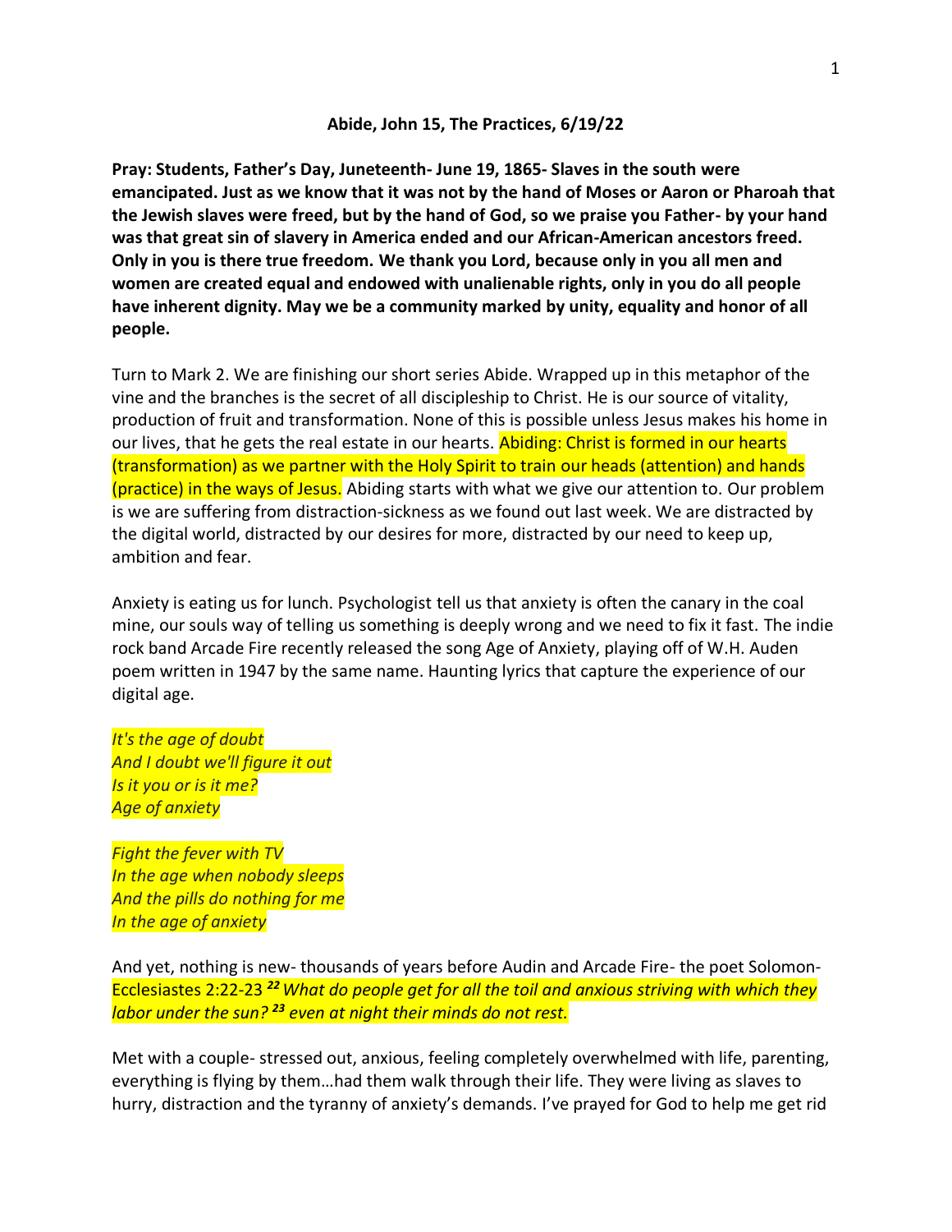**Abide, John 15, The Practices, 6/19/22**

**Pray: Students, Father's Day, Juneteenth- June 19, 1865- Slaves in the south were emancipated. Just as we know that it was not by the hand of Moses or Aaron or Pharoah that the Jewish slaves were freed, but by the hand of God, so we praise you Father- by your hand was that great sin of slavery in America ended and our African-American ancestors freed. Only in you is there true freedom. We thank you Lord, because only in you all men and women are created equal and endowed with unalienable rights, only in you do all people have inherent dignity. May we be a community marked by unity, equality and honor of all people.**

Turn to Mark 2. We are finishing our short series Abide. Wrapped up in this metaphor of the vine and the branches is the secret of all discipleship to Christ. He is our source of vitality, production of fruit and transformation. None of this is possible unless Jesus makes his home in our lives, that he gets the real estate in our hearts. Abiding: Christ is formed in our hearts (transformation) as we partner with the Holy Spirit to train our heads (attention) and hands (practice) in the ways of Jesus. Abiding starts with what we give our attention to. Our problem is we are suffering from distraction-sickness as we found out last week. We are distracted by the digital world, distracted by our desires for more, distracted by our need to keep up, ambition and fear.

Anxiety is eating us for lunch. Psychologist tell us that anxiety is often the canary in the coal mine, our souls way of telling us something is deeply wrong and we need to fix it fast. The indie rock band Arcade Fire recently released the song Age of Anxiety, playing off of W.H. Auden poem written in 1947 by the same name. Haunting lyrics that capture the experience of our digital age.

*It's the age of doubt*
*And I doubt we'll figure it out*
*Is it you or is it me?*
*Age of anxiety*

*Fight the fever with TV*
*In the age when nobody sleeps*
*And the pills do nothing for me*
*In the age of anxiety*

And yet, nothing is new- thousands of years before Audin and Arcade Fire- the poet Solomon- Ecclesiastes 2:22-23 ***22*** *What do people get for all the toil and anxious striving with which they labor under the sun?* ***23*** *even at night their minds do not rest.*

Met with a couple- stressed out, anxious, feeling completely overwhelmed with life, parenting, everything is flying by them…had them walk through their life. They were living as slaves to hurry, distraction and the tyranny of anxiety's demands. I've prayed for God to help me get rid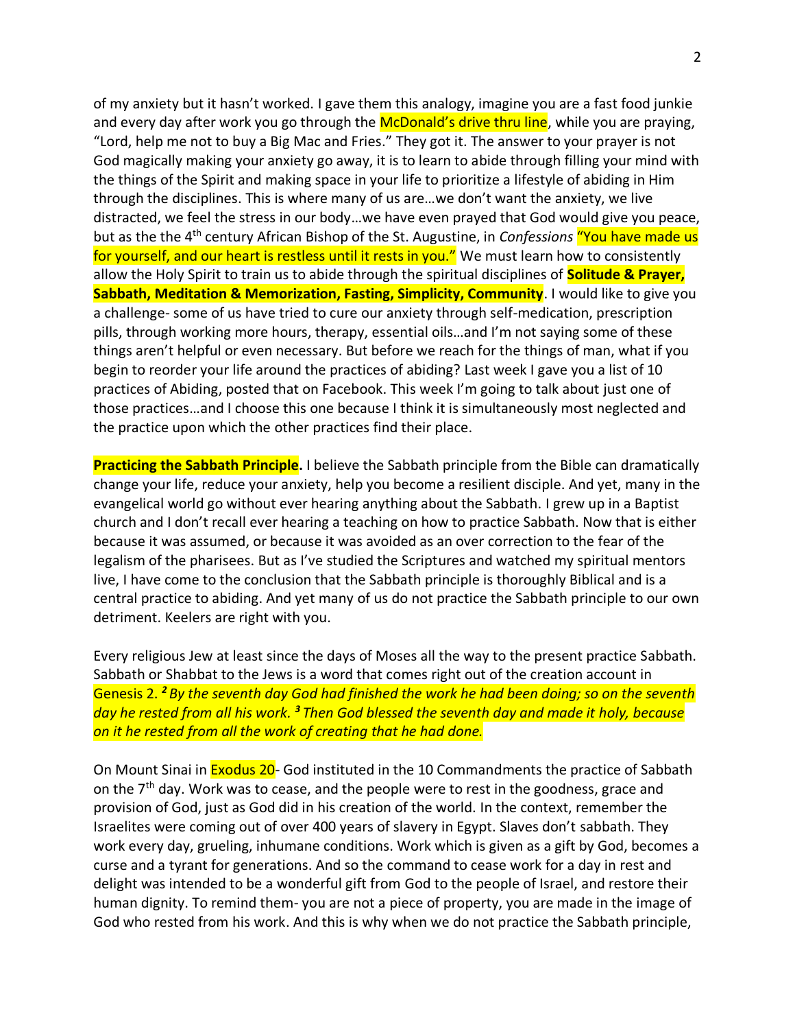of my anxiety but it hasn't worked. I gave them this analogy, imagine you are a fast food junkie and every day after work you go through the McDonald's drive thru line, while you are praying, "Lord, help me not to buy a Big Mac and Fries." They got it. The answer to your prayer is not God magically making your anxiety go away, it is to learn to abide through filling your mind with the things of the Spirit and making space in your life to prioritize a lifestyle of abiding in Him through the disciplines. This is where many of us are…we don't want the anxiety, we live distracted, we feel the stress in our body…we have even prayed that God would give you peace, but as the the 4th century African Bishop of the St. Augustine, in *Confessions* "You have made us for yourself, and our heart is restless until it rests in you." We must learn how to consistently allow the Holy Spirit to train us to abide through the spiritual disciplines of **Solitude & Prayer, Sabbath, Meditation & Memorization, Fasting, Simplicity, Community**. I would like to give you a challenge- some of us have tried to cure our anxiety through self-medication, prescription pills, through working more hours, therapy, essential oils…and I'm not saying some of these things aren't helpful or even necessary. But before we reach for the things of man, what if you begin to reorder your life around the practices of abiding? Last week I gave you a list of 10 practices of Abiding, posted that on Facebook. This week I'm going to talk about just one of those practices…and I choose this one because I think it is simultaneously most neglected and the practice upon which the other practices find their place.

**Practicing the Sabbath Principle.** I believe the Sabbath principle from the Bible can dramatically change your life, reduce your anxiety, help you become a resilient disciple. And yet, many in the evangelical world go without ever hearing anything about the Sabbath. I grew up in a Baptist church and I don't recall ever hearing a teaching on how to practice Sabbath. Now that is either because it was assumed, or because it was avoided as an over correction to the fear of the legalism of the pharisees. But as I've studied the Scriptures and watched my spiritual mentors live, I have come to the conclusion that the Sabbath principle is thoroughly Biblical and is a central practice to abiding. And yet many of us do not practice the Sabbath principle to our own detriment. Keelers are right with you.

Every religious Jew at least since the days of Moses all the way to the present practice Sabbath. Sabbath or Shabbat to the Jews is a word that comes right out of the creation account in Genesis 2. ***2*** *By the seventh day God had finished the work he had been doing; so on the seventh day he rested from all his work.* ***3*** *Then God blessed the seventh day and made it holy, because on it he rested from all the work of creating that he had done.*

On Mount Sinai in Exodus 20- God instituted in the 10 Commandments the practice of Sabbath on the 7th day. Work was to cease, and the people were to rest in the goodness, grace and provision of God, just as God did in his creation of the world. In the context, remember the Israelites were coming out of over 400 years of slavery in Egypt. Slaves don't sabbath. They work every day, grueling, inhumane conditions. Work which is given as a gift by God, becomes a curse and a tyrant for generations. And so the command to cease work for a day in rest and delight was intended to be a wonderful gift from God to the people of Israel, and restore their human dignity. To remind them- you are not a piece of property, you are made in the image of God who rested from his work. And this is why when we do not practice the Sabbath principle,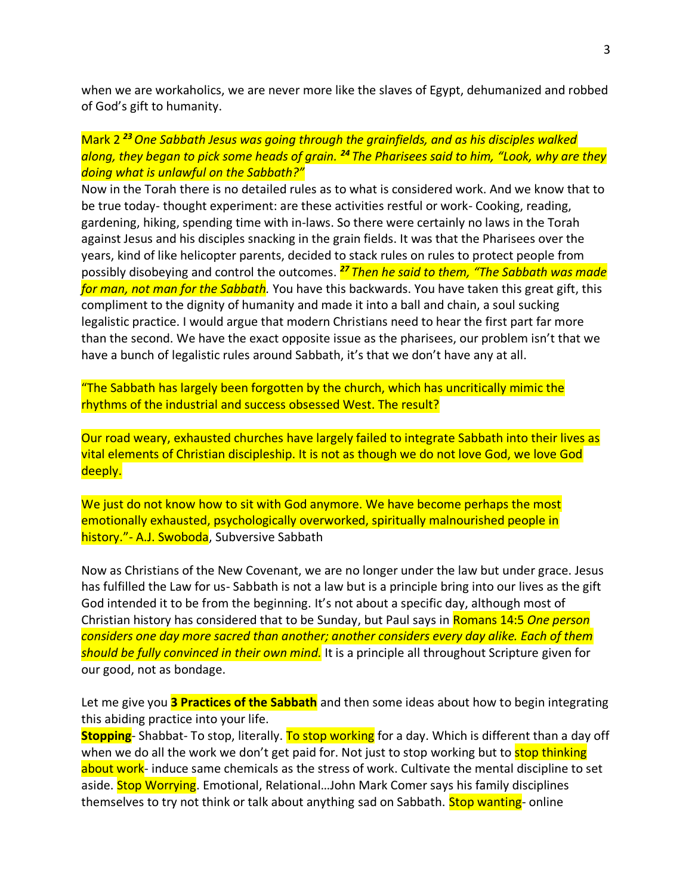when we are workaholics, we are never more like the slaves of Egypt, dehumanized and robbed of God's gift to humanity.

Mark 2 ***23*** *One Sabbath Jesus was going through the grainfields, and as his disciples walked along, they began to pick some heads of grain.* ***24*** *The Pharisees said to him, "Look, why are they doing what is unlawful on the Sabbath?"*

Now in the Torah there is no detailed rules as to what is considered work. And we know that to be true today- thought experiment: are these activities restful or work- Cooking, reading, gardening, hiking, spending time with in-laws. So there were certainly no laws in the Torah against Jesus and his disciples snacking in the grain fields. It was that the Pharisees over the years, kind of like helicopter parents, decided to stack rules on rules to protect people from possibly disobeying and control the outcomes. ***27*** *Then he said to them, "The Sabbath was made for man, not man for the Sabbath.* You have this backwards. You have taken this great gift, this compliment to the dignity of humanity and made it into a ball and chain, a soul sucking legalistic practice. I would argue that modern Christians need to hear the first part far more than the second. We have the exact opposite issue as the pharisees, our problem isn't that we have a bunch of legalistic rules around Sabbath, it's that we don't have any at all.

"The Sabbath has largely been forgotten by the church, which has uncritically mimic the rhythms of the industrial and success obsessed West. The result?

Our road weary, exhausted churches have largely failed to integrate Sabbath into their lives as vital elements of Christian discipleship. It is not as though we do not love God, we love God deeply.

We just do not know how to sit with God anymore. We have become perhaps the most emotionally exhausted, psychologically overworked, spiritually malnourished people in history."- A.J. Swoboda, Subversive Sabbath

Now as Christians of the New Covenant, we are no longer under the law but under grace. Jesus has fulfilled the Law for us- Sabbath is not a law but is a principle bring into our lives as the gift God intended it to be from the beginning. It's not about a specific day, although most of Christian history has considered that to be Sunday, but Paul says in Romans 14:5 *One person considers one day more sacred than another; another considers every day alike. Each of them should be fully convinced in their own mind.* It is a principle all throughout Scripture given for our good, not as bondage.

Let me give you **3 Practices of the Sabbath** and then some ideas about how to begin integrating this abiding practice into your life.

**Stopping**- Shabbat- To stop, literally. To stop working for a day. Which is different than a day off when we do all the work we don't get paid for. Not just to stop working but to stop thinking about work- induce same chemicals as the stress of work. Cultivate the mental discipline to set aside. Stop Worrying. Emotional, Relational…John Mark Comer says his family disciplines themselves to try not think or talk about anything sad on Sabbath. Stop wanting- online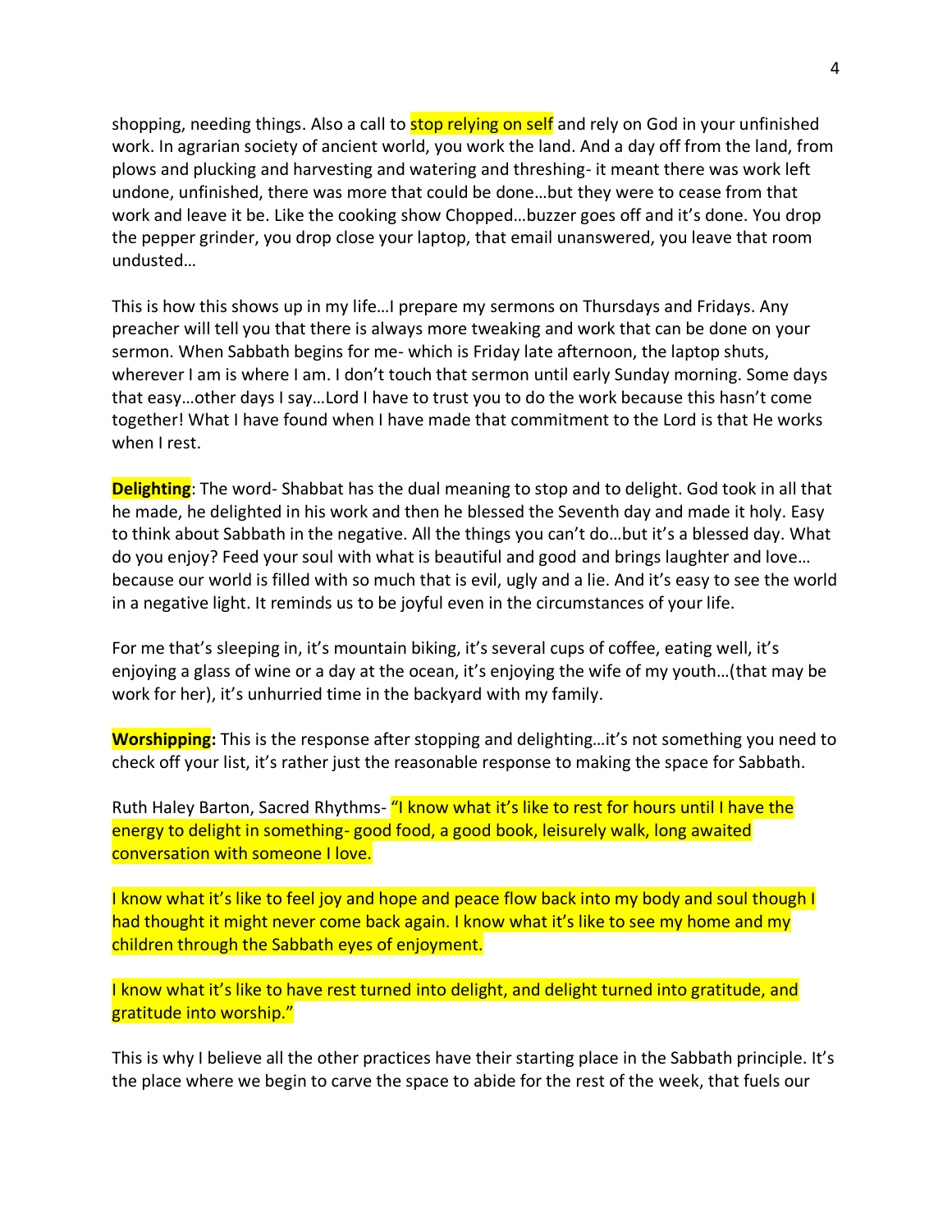shopping, needing things. Also a call to stop relying on self and rely on God in your unfinished work. In agrarian society of ancient world, you work the land. And a day off from the land, from plows and plucking and harvesting and watering and threshing- it meant there was work left undone, unfinished, there was more that could be done…but they were to cease from that work and leave it be. Like the cooking show Chopped…buzzer goes off and it's done. You drop the pepper grinder, you drop close your laptop, that email unanswered, you leave that room undusted…

This is how this shows up in my life…I prepare my sermons on Thursdays and Fridays. Any preacher will tell you that there is always more tweaking and work that can be done on your sermon. When Sabbath begins for me- which is Friday late afternoon, the laptop shuts, wherever I am is where I am. I don't touch that sermon until early Sunday morning. Some days that easy…other days I say…Lord I have to trust you to do the work because this hasn't come together! What I have found when I have made that commitment to the Lord is that He works when I rest.

**Delighting**: The word- Shabbat has the dual meaning to stop and to delight. God took in all that he made, he delighted in his work and then he blessed the Seventh day and made it holy. Easy to think about Sabbath in the negative. All the things you can't do…but it's a blessed day. What do you enjoy? Feed your soul with what is beautiful and good and brings laughter and love… because our world is filled with so much that is evil, ugly and a lie. And it's easy to see the world in a negative light. It reminds us to be joyful even in the circumstances of your life.

For me that's sleeping in, it's mountain biking, it's several cups of coffee, eating well, it's enjoying a glass of wine or a day at the ocean, it's enjoying the wife of my youth…(that may be work for her), it's unhurried time in the backyard with my family.

**Worshipping:** This is the response after stopping and delighting…it's not something you need to check off your list, it's rather just the reasonable response to making the space for Sabbath.

Ruth Haley Barton, Sacred Rhythms- "I know what it's like to rest for hours until I have the energy to delight in something- good food, a good book, leisurely walk, long awaited conversation with someone I love.

I know what it's like to feel joy and hope and peace flow back into my body and soul though I had thought it might never come back again. I know what it's like to see my home and my children through the Sabbath eyes of enjoyment.

I know what it's like to have rest turned into delight, and delight turned into gratitude, and gratitude into worship."

This is why I believe all the other practices have their starting place in the Sabbath principle. It's the place where we begin to carve the space to abide for the rest of the week, that fuels our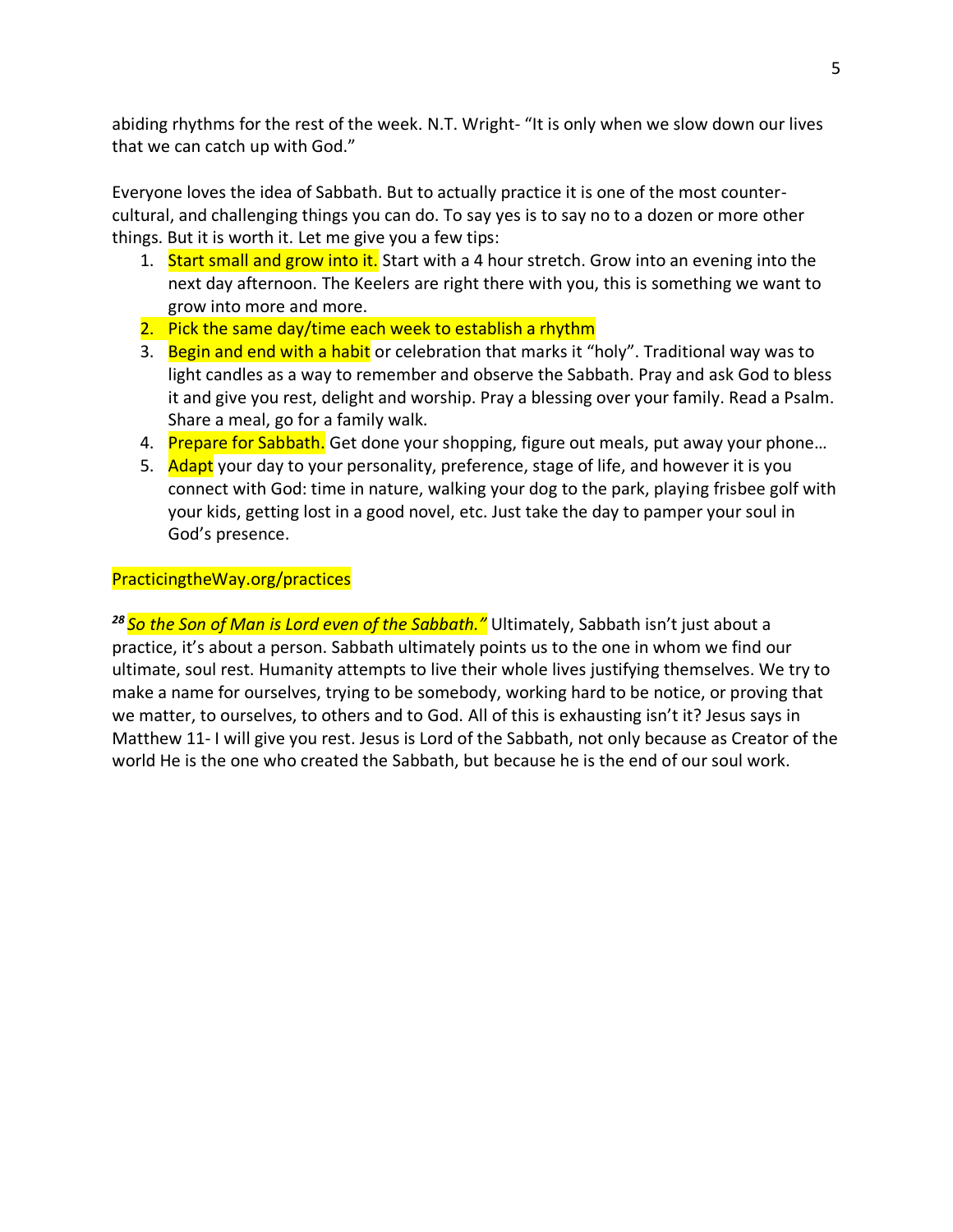abiding rhythms for the rest of the week. N.T. Wright- "It is only when we slow down our lives that we can catch up with God."

Everyone loves the idea of Sabbath. But to actually practice it is one of the most counter-cultural, and challenging things you can do. To say yes is to say no to a dozen or more other things. But it is worth it. Let me give you a few tips:

1. Start small and grow into it. Start with a 4 hour stretch. Grow into an evening into the next day afternoon. The Keelers are right there with you, this is something we want to grow into more and more.
2. Pick the same day/time each week to establish a rhythm
3. Begin and end with a habit or celebration that marks it "holy". Traditional way was to light candles as a way to remember and observe the Sabbath. Pray and ask God to bless it and give you rest, delight and worship. Pray a blessing over your family. Read a Psalm. Share a meal, go for a family walk.
4. Prepare for Sabbath. Get done your shopping, figure out meals, put away your phone…
5. Adapt your day to your personality, preference, stage of life, and however it is you connect with God: time in nature, walking your dog to the park, playing frisbee golf with your kids, getting lost in a good novel, etc. Just take the day to pamper your soul in God's presence.

PracticingtheWay.org/practices

***28*** *So the Son of Man is Lord even of the Sabbath."* Ultimately, Sabbath isn't just about a practice, it's about a person. Sabbath ultimately points us to the one in whom we find our ultimate, soul rest. Humanity attempts to live their whole lives justifying themselves. We try to make a name for ourselves, trying to be somebody, working hard to be notice, or proving that we matter, to ourselves, to others and to God. All of this is exhausting isn't it? Jesus says in Matthew 11- I will give you rest. Jesus is Lord of the Sabbath, not only because as Creator of the world He is the one who created the Sabbath, but because he is the end of our soul work.